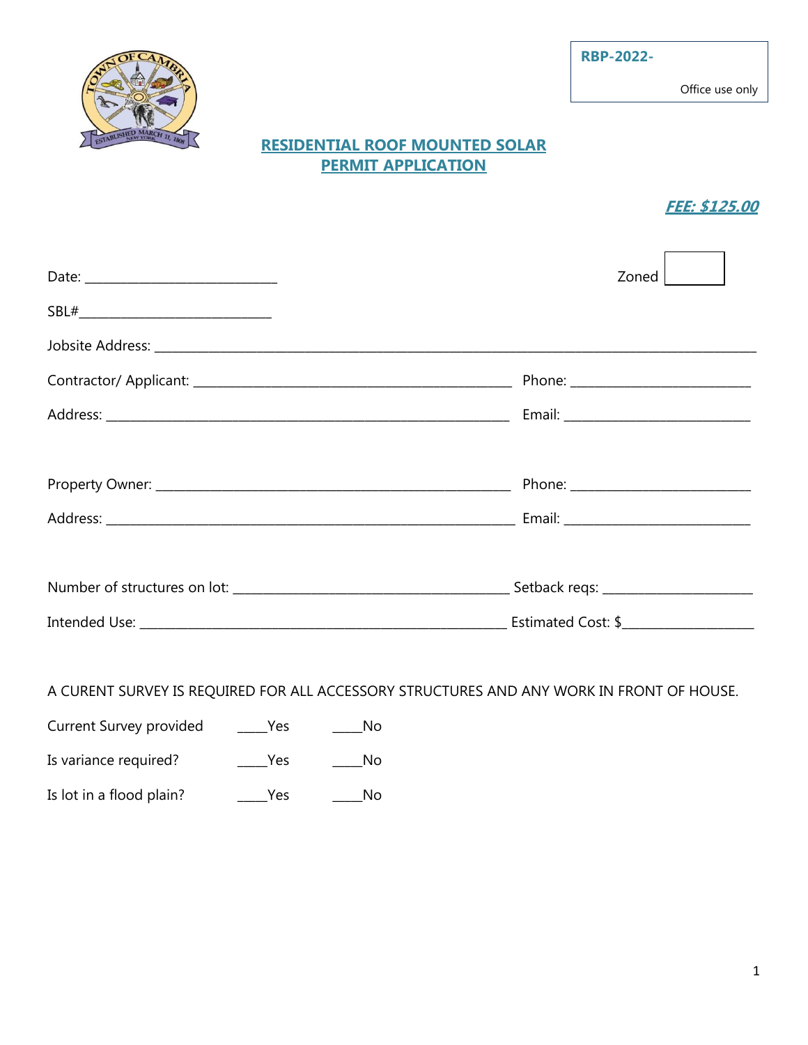RBP-2022-

Office use only

# RESIDENTIAL ROOF MOUNTED SOLAR PERMIT APPLICATION

***FEE: $125.00***

Date: ______________________________ Zoned

SBL#______________________________

Jobsite Address: ____________________________________________________________________________________________________

Contractor/ Applicant: ____________________________________________________ Phone: ____________________________

Address: ______________________________________________________________________ Email: ______________________________

Property Owner: _______________________________________________________ Phone: ____________________________

Address: ______________________________________________________________________ Email: ______________________________

Number of structures on lot: ____________________________________________ Setback reqs: ________________________

Intended Use: ___________________________________________________________ Estimated Cost: $____________________

A CURENT SURVEY IS REQUIRED FOR ALL ACCESSORY STRUCTURES AND ANY WORK IN FRONT OF HOUSE.

Current Survey provided _____Yes _____No

Is variance required? _____Yes _____No

Is lot in a flood plain? _____Yes _____No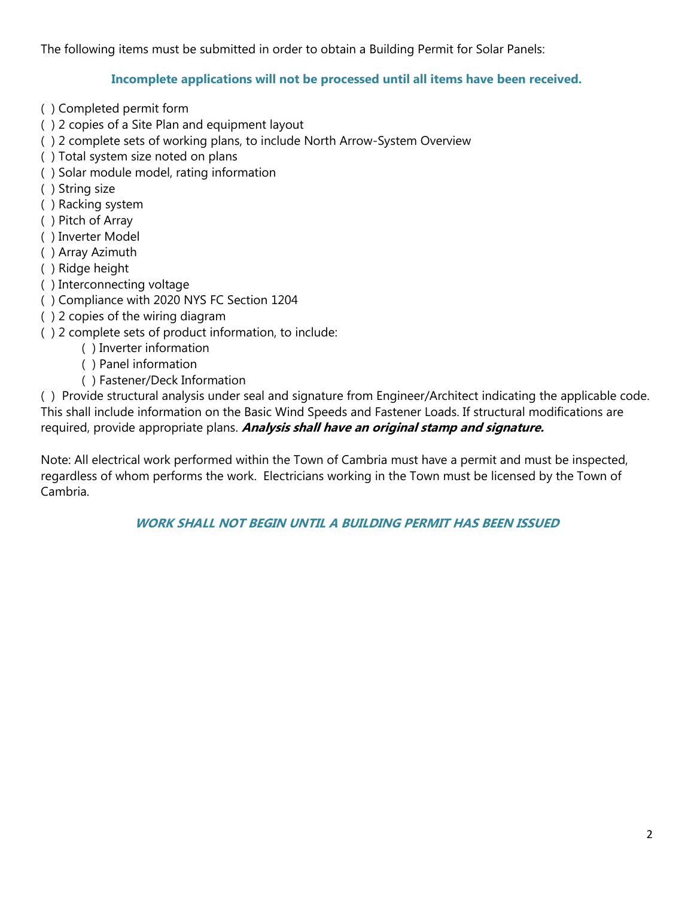The following items must be submitted in order to obtain a Building Permit for Solar Panels:

**Incomplete applications will not be processed until all items have been received.**

( ) Completed permit form
( ) 2 copies of a Site Plan and equipment layout
( ) 2 complete sets of working plans, to include North Arrow-System Overview
( ) Total system size noted on plans
( ) Solar module model, rating information
( ) String size
( ) Racking system
( ) Pitch of Array
( ) Inverter Model
( ) Array Azimuth
( ) Ridge height
( ) Interconnecting voltage
( ) Compliance with 2020 NYS FC Section 1204
( ) 2 copies of the wiring diagram
( ) 2 complete sets of product information, to include:
    ( ) Inverter information
    ( ) Panel information
    ( ) Fastener/Deck Information
( ) Provide structural analysis under seal and signature from Engineer/Architect indicating the applicable code. This shall include information on the Basic Wind Speeds and Fastener Loads. If structural modifications are required, provide appropriate plans. ***Analysis shall have an original stamp and signature.***

Note: All electrical work performed within the Town of Cambria must have a permit and must be inspected, regardless of whom performs the work. Electricians working in the Town must be licensed by the Town of Cambria.

***WORK SHALL NOT BEGIN UNTIL A BUILDING PERMIT HAS BEEN ISSUED***